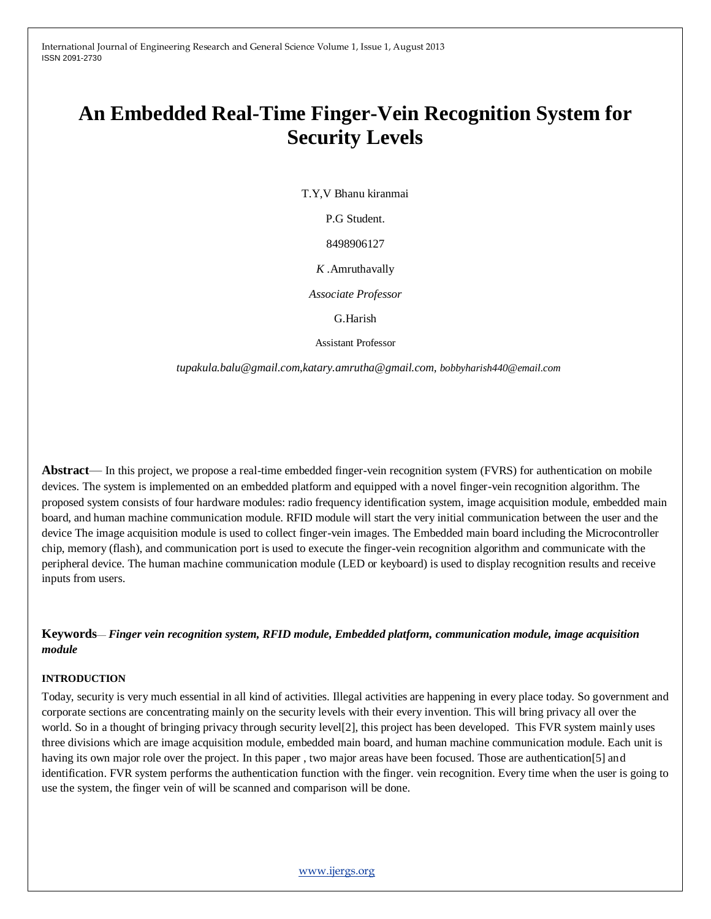# An Embedded Real-Time Finger-Vein Recognition System for Security Levels

T.Y,V Bhanu kiranmai

P.G Student.

8498906127

*K* .Amruthavally

*Associate Professor*

G.Harish

Assistant Professor

*tupakula.balu@gmail.com,katary.amrutha@gmail.com, bobbyharish440@email.com*

**Abstract**— In this project, we propose a real-time embedded finger-vein recognition system (FVRS) for authentication on mobile devices. The system is implemented on an embedded platform and equipped with a novel finger-vein recognition algorithm. The proposed system consists of four hardware modules: radio frequency identification system, image acquisition module, embedded main board, and human machine communication module. RFID module will start the very initial communication between the user and the device The image acquisition module is used to collect finger-vein images. The Embedded main board including the Microcontroller chip, memory (flash), and communication port is used to execute the finger-vein recognition algorithm and communicate with the peripheral device. The human machine communication module (LED or keyboard) is used to display recognition results and receive inputs from users.

**Keywords**— ***Finger vein recognition system, RFID module, Embedded platform, communication module, image acquisition module***

**INTRODUCTION**

Today, security is very much essential in all kind of activities. Illegal activities are happening in every place today. So government and corporate sections are concentrating mainly on the security levels with their every invention. This will bring privacy all over the world. So in a thought of bringing privacy through security level[2], this project has been developed. This FVR system mainly uses three divisions which are image acquisition module, embedded main board, and human machine communication module. Each unit is having its own major role over the project. In this paper , two major areas have been focused. Those are authentication[5] and identification. FVR system performs the authentication function with the finger. vein recognition. Every time when the user is going to use the system, the finger vein of will be scanned and comparison will be done.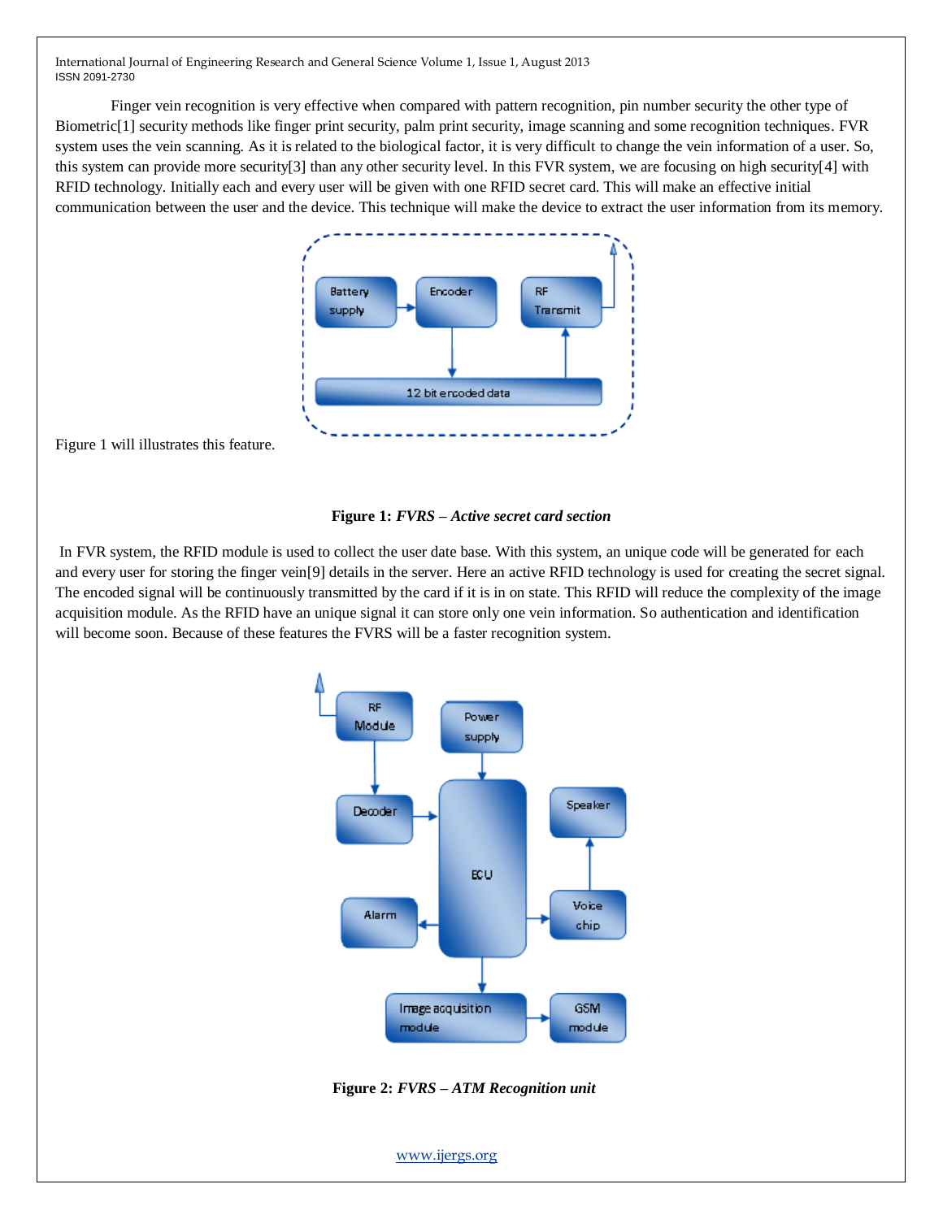Finger vein recognition is very effective when compared with pattern recognition, pin number security the other type of Biometric[1] security methods like finger print security, palm print security, image scanning and some recognition techniques. FVR system uses the vein scanning. As it is related to the biological factor, it is very difficult to change the vein information of a user. So, this system can provide more security[3] than any other security level. In this FVR system, we are focusing on high security[4] with RFID technology. Initially each and every user will be given with one RFID secret card. This will make an effective initial communication between the user and the device. This technique will make the device to extract the user information from its memory.

Figure 1 will illustrates this feature.

**Figure 1:** ***FVRS – Active secret card section***

In FVR system, the RFID module is used to collect the user date base. With this system, an unique code will be generated for each and every user for storing the finger vein[9] details in the server. Here an active RFID technology is used for creating the secret signal. The encoded signal will be continuously transmitted by the card if it is in on state. This RFID will reduce the complexity of the image acquisition module. As the RFID have an unique signal it can store only one vein information. So authentication and identification will become soon. Because of these features the FVRS will be a faster recognition system.

**Figure 2:** ***FVRS – ATM Recognition unit***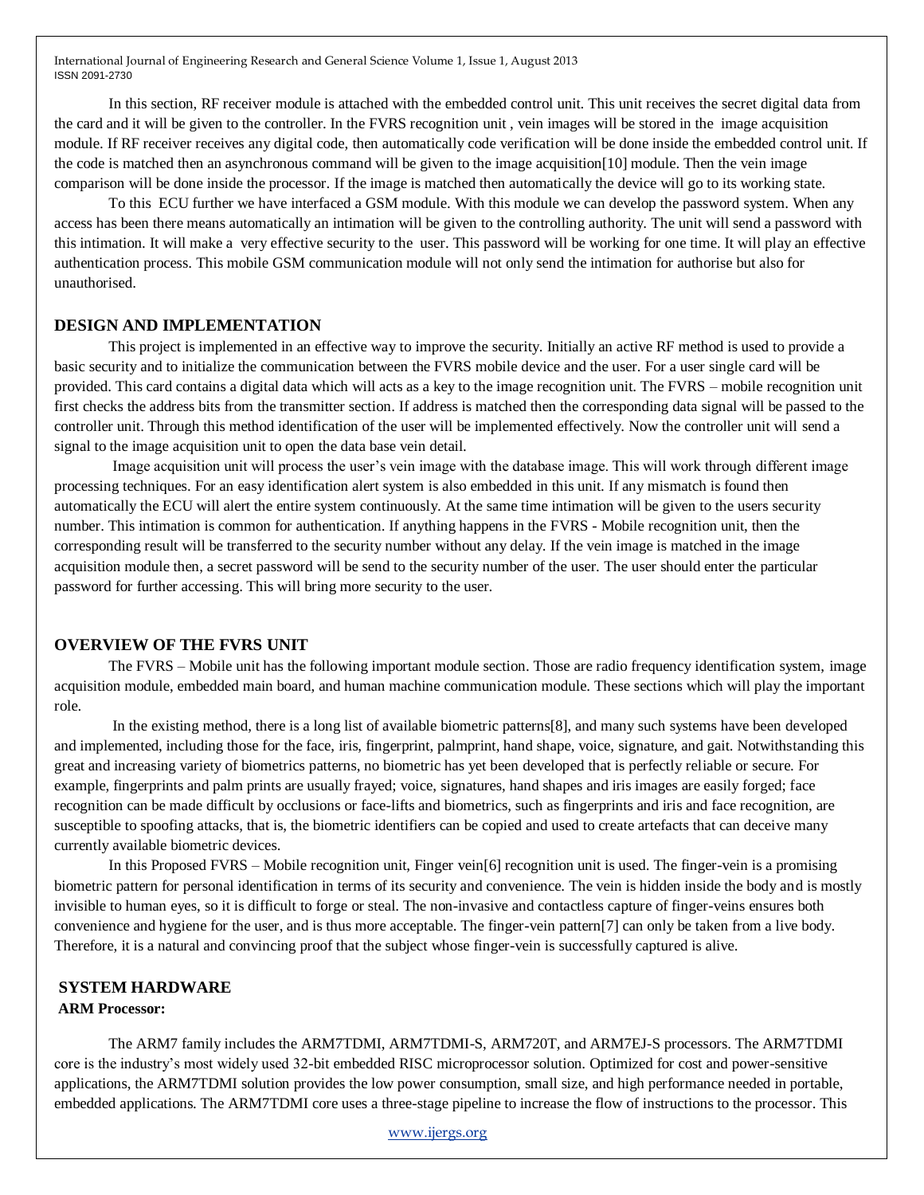In this section, RF receiver module is attached with the embedded control unit. This unit receives the secret digital data from the card and it will be given to the controller. In the FVRS recognition unit , vein images will be stored in the image acquisition module. If RF receiver receives any digital code, then automatically code verification will be done inside the embedded control unit. If the code is matched then an asynchronous command will be given to the image acquisition[10] module. Then the vein image comparison will be done inside the processor. If the image is matched then automatically the device will go to its working state.

To this ECU further we have interfaced a GSM module. With this module we can develop the password system. When any access has been there means automatically an intimation will be given to the controlling authority. The unit will send a password with this intimation. It will make a very effective security to the user. This password will be working for one time. It will play an effective authentication process. This mobile GSM communication module will not only send the intimation for authorise but also for unauthorised.

## DESIGN AND IMPLEMENTATION

This project is implemented in an effective way to improve the security. Initially an active RF method is used to provide a basic security and to initialize the communication between the FVRS mobile device and the user. For a user single card will be provided. This card contains a digital data which will acts as a key to the image recognition unit. The FVRS – mobile recognition unit first checks the address bits from the transmitter section. If address is matched then the corresponding data signal will be passed to the controller unit. Through this method identification of the user will be implemented effectively. Now the controller unit will send a signal to the image acquisition unit to open the data base vein detail.

Image acquisition unit will process the user's vein image with the database image. This will work through different image processing techniques. For an easy identification alert system is also embedded in this unit. If any mismatch is found then automatically the ECU will alert the entire system continuously. At the same time intimation will be given to the users security number. This intimation is common for authentication. If anything happens in the FVRS - Mobile recognition unit, then the corresponding result will be transferred to the security number without any delay. If the vein image is matched in the image acquisition module then, a secret password will be send to the security number of the user. The user should enter the particular password for further accessing. This will bring more security to the user.

## OVERVIEW OF THE FVRS UNIT

The FVRS – Mobile unit has the following important module section. Those are radio frequency identification system, image acquisition module, embedded main board, and human machine communication module. These sections which will play the important role.

In the existing method, there is a long list of available biometric patterns[8], and many such systems have been developed and implemented, including those for the face, iris, fingerprint, palmprint, hand shape, voice, signature, and gait. Notwithstanding this great and increasing variety of biometrics patterns, no biometric has yet been developed that is perfectly reliable or secure. For example, fingerprints and palm prints are usually frayed; voice, signatures, hand shapes and iris images are easily forged; face recognition can be made difficult by occlusions or face-lifts and biometrics, such as fingerprints and iris and face recognition, are susceptible to spoofing attacks, that is, the biometric identifiers can be copied and used to create artefacts that can deceive many currently available biometric devices.

In this Proposed FVRS – Mobile recognition unit, Finger vein[6] recognition unit is used. The finger-vein is a promising biometric pattern for personal identification in terms of its security and convenience. The vein is hidden inside the body and is mostly invisible to human eyes, so it is difficult to forge or steal. The non-invasive and contactless capture of finger-veins ensures both convenience and hygiene for the user, and is thus more acceptable. The finger-vein pattern[7] can only be taken from a live body. Therefore, it is a natural and convincing proof that the subject whose finger-vein is successfully captured is alive.

## SYSTEM HARDWARE

### ARM Processor:

The ARM7 family includes the ARM7TDMI, ARM7TDMI-S, ARM720T, and ARM7EJ-S processors. The ARM7TDMI core is the industry's most widely used 32-bit embedded RISC microprocessor solution. Optimized for cost and power-sensitive applications, the ARM7TDMI solution provides the low power consumption, small size, and high performance needed in portable, embedded applications. The ARM7TDMI core uses a three-stage pipeline to increase the flow of instructions to the processor. This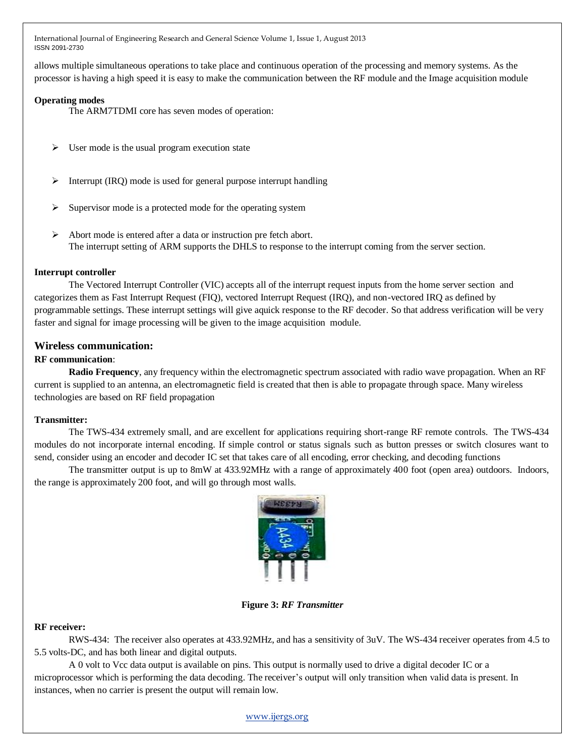allows multiple simultaneous operations to take place and continuous operation of the processing and memory systems. As the processor is having a high speed it is easy to make the communication between the RF module and the Image acquisition module

**Operating modes**

The ARM7TDMI core has seven modes of operation:

- User mode is the usual program execution state
- Interrupt (IRQ) mode is used for general purpose interrupt handling
- Supervisor mode is a protected mode for the operating system
- Abort mode is entered after a data or instruction pre fetch abort.
  The interrupt setting of ARM supports the DHLS to response to the interrupt coming from the server section.

**Interrupt controller**

The Vectored Interrupt Controller (VIC) accepts all of the interrupt request inputs from the home server section and categorizes them as Fast Interrupt Request (FIQ), vectored Interrupt Request (IRQ), and non-vectored IRQ as defined by programmable settings. These interrupt settings will give aquick response to the RF decoder. So that address verification will be very faster and signal for image processing will be given to the image acquisition module.

## Wireless communication:

**RF communication**:

**Radio Frequency**, any frequency within the electromagnetic spectrum associated with radio wave propagation. When an RF current is supplied to an antenna, an electromagnetic field is created that then is able to propagate through space. Many wireless technologies are based on RF field propagation

**Transmitter:**

The TWS-434 extremely small, and are excellent for applications requiring short-range RF remote controls. The TWS-434 modules do not incorporate internal encoding. If simple control or status signals such as button presses or switch closures want to send, consider using an encoder and decoder IC set that takes care of all encoding, error checking, and decoding functions

The transmitter output is up to 8mW at 433.92MHz with a range of approximately 400 foot (open area) outdoors. Indoors, the range is approximately 200 foot, and will go through most walls.

**Figure 3:** ***RF Transmitter***

**RF receiver:**

RWS-434: The receiver also operates at 433.92MHz, and has a sensitivity of 3uV. The WS-434 receiver operates from 4.5 to 5.5 volts-DC, and has both linear and digital outputs.

A 0 volt to Vcc data output is available on pins. This output is normally used to drive a digital decoder IC or a microprocessor which is performing the data decoding. The receiver's output will only transition when valid data is present. In instances, when no carrier is present the output will remain low.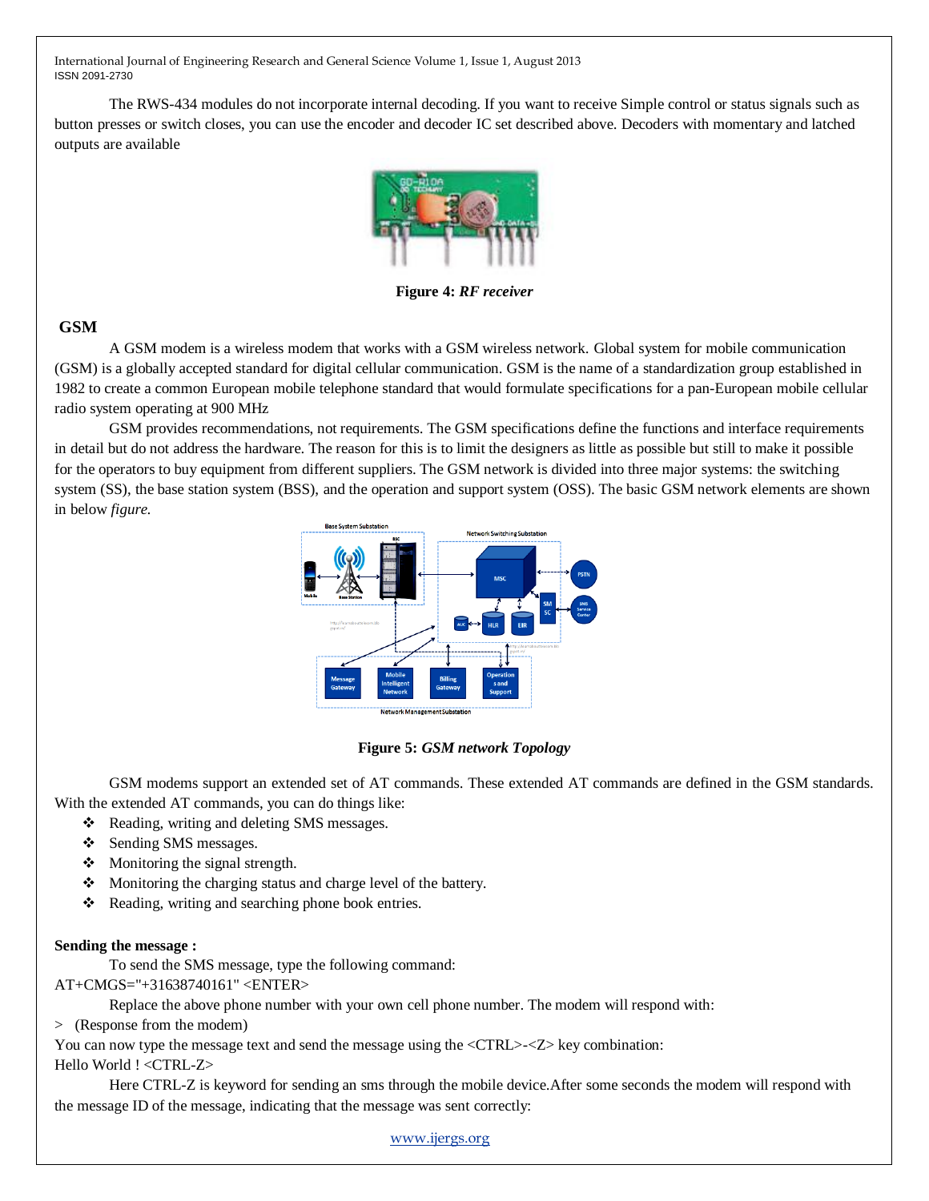The RWS-434 modules do not incorporate internal decoding. If you want to receive Simple control or status signals such as button presses or switch closes, you can use the encoder and decoder IC set described above. Decoders with momentary and latched outputs are available

**Figure 4:** ***RF receiver***

## GSM

A GSM modem is a wireless modem that works with a GSM wireless network. Global system for mobile communication (GSM) is a globally accepted standard for digital cellular communication. GSM is the name of a standardization group established in 1982 to create a common European mobile telephone standard that would formulate specifications for a pan-European mobile cellular radio system operating at 900 MHz

GSM provides recommendations, not requirements. The GSM specifications define the functions and interface requirements in detail but do not address the hardware. The reason for this is to limit the designers as little as possible but still to make it possible for the operators to buy equipment from different suppliers. The GSM network is divided into three major systems: the switching system (SS), the base station system (BSS), and the operation and support system (OSS). The basic GSM network elements are shown in below *figure.*

**Figure 5:** ***GSM network Topology***

GSM modems support an extended set of AT commands. These extended AT commands are defined in the GSM standards. With the extended AT commands, you can do things like:

- Reading, writing and deleting SMS messages.
- Sending SMS messages.
- Monitoring the signal strength.
- Monitoring the charging status and charge level of the battery.
- Reading, writing and searching phone book entries.

**Sending the message :**

To send the SMS message, type the following command:

AT+CMGS="+31638740161" <ENTER>

Replace the above phone number with your own cell phone number. The modem will respond with:

> (Response from the modem)

You can now type the message text and send the message using the <CTRL>-<Z> key combination:

Hello World ! <CTRL-Z>

Here CTRL-Z is keyword for sending an sms through the mobile device.After some seconds the modem will respond with the message ID of the message, indicating that the message was sent correctly: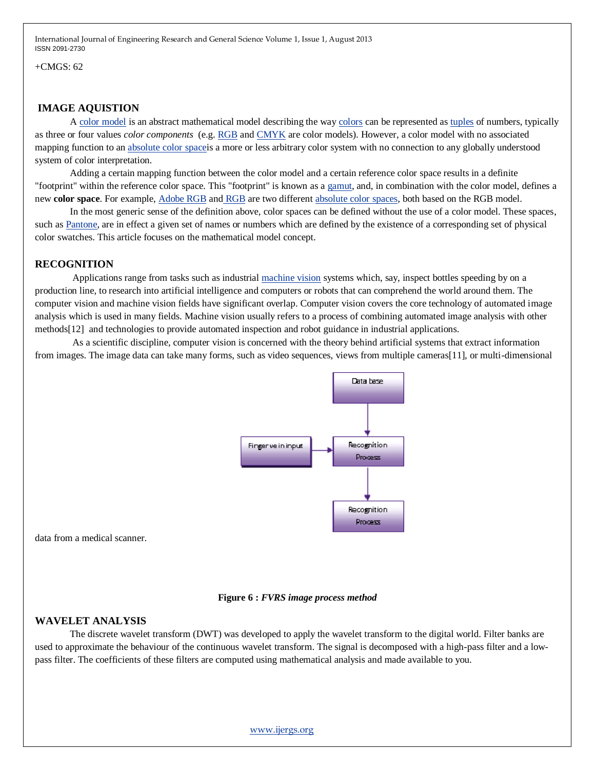+CMGS: 62

## IMAGE AQUISTION

A color model is an abstract mathematical model describing the way colors can be represented as tuples of numbers, typically as three or four values *color components* (e.g. RGB and CMYK are color models). However, a color model with no associated mapping function to an absolute color spaceis a more or less arbitrary color system with no connection to any globally understood system of color interpretation.

Adding a certain mapping function between the color model and a certain reference color space results in a definite "footprint" within the reference color space. This "footprint" is known as a gamut, and, in combination with the color model, defines a new **color space**. For example, Adobe RGB and RGB are two different absolute color spaces, both based on the RGB model.

In the most generic sense of the definition above, color spaces can be defined without the use of a color model. These spaces, such as Pantone, are in effect a given set of names or numbers which are defined by the existence of a corresponding set of physical color swatches. This article focuses on the mathematical model concept.

## RECOGNITION

Applications range from tasks such as industrial machine vision systems which, say, inspect bottles speeding by on a production line, to research into artificial intelligence and computers or robots that can comprehend the world around them. The computer vision and machine vision fields have significant overlap. Computer vision covers the core technology of automated image analysis which is used in many fields. Machine vision usually refers to a process of combining automated image analysis with other methods[12] and technologies to provide automated inspection and robot guidance in industrial applications.

As a scientific discipline, computer vision is concerned with the theory behind artificial systems that extract information from images. The image data can take many forms, such as video sequences, views from multiple cameras[11], or multi-dimensional data from a medical scanner.

Data base

Finger vein input

Recognition Process

Recognition Process

**Figure 6 :** ***FVRS image process method***

## WAVELET ANALYSIS

The discrete wavelet transform (DWT) was developed to apply the wavelet transform to the digital world. Filter banks are used to approximate the behaviour of the continuous wavelet transform. The signal is decomposed with a high-pass filter and a low-pass filter. The coefficients of these filters are computed using mathematical analysis and made available to you.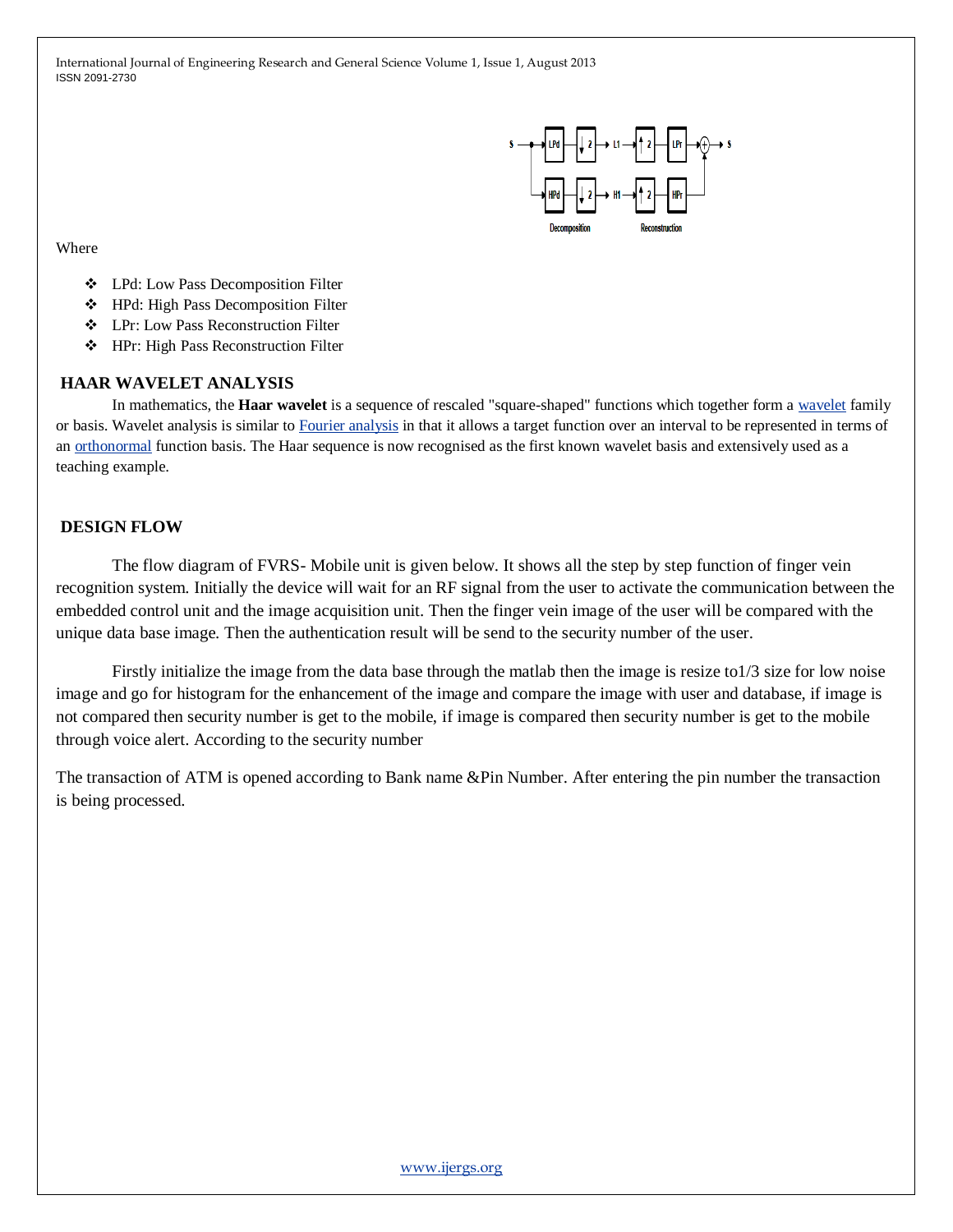Where

- LPd: Low Pass Decomposition Filter
- HPd: High Pass Decomposition Filter
- LPr: Low Pass Reconstruction Filter
- HPr: High Pass Reconstruction Filter

## HAAR WAVELET ANALYSIS

In mathematics, the **Haar wavelet** is a sequence of rescaled "square-shaped" functions which together form a wavelet family or basis. Wavelet analysis is similar to Fourier analysis in that it allows a target function over an interval to be represented in terms of an orthonormal function basis. The Haar sequence is now recognised as the first known wavelet basis and extensively used as a teaching example.

## DESIGN FLOW

The flow diagram of FVRS- Mobile unit is given below. It shows all the step by step function of finger vein recognition system. Initially the device will wait for an RF signal from the user to activate the communication between the embedded control unit and the image acquisition unit. Then the finger vein image of the user will be compared with the unique data base image. Then the authentication result will be send to the security number of the user.

Firstly initialize the image from the data base through the matlab then the image is resize to1/3 size for low noise image and go for histogram for the enhancement of the image and compare the image with user and database, if image is not compared then security number is get to the mobile, if image is compared then security number is get to the mobile through voice alert. According to the security number

The transaction of ATM is opened according to Bank name &Pin Number. After entering the pin number the transaction is being processed.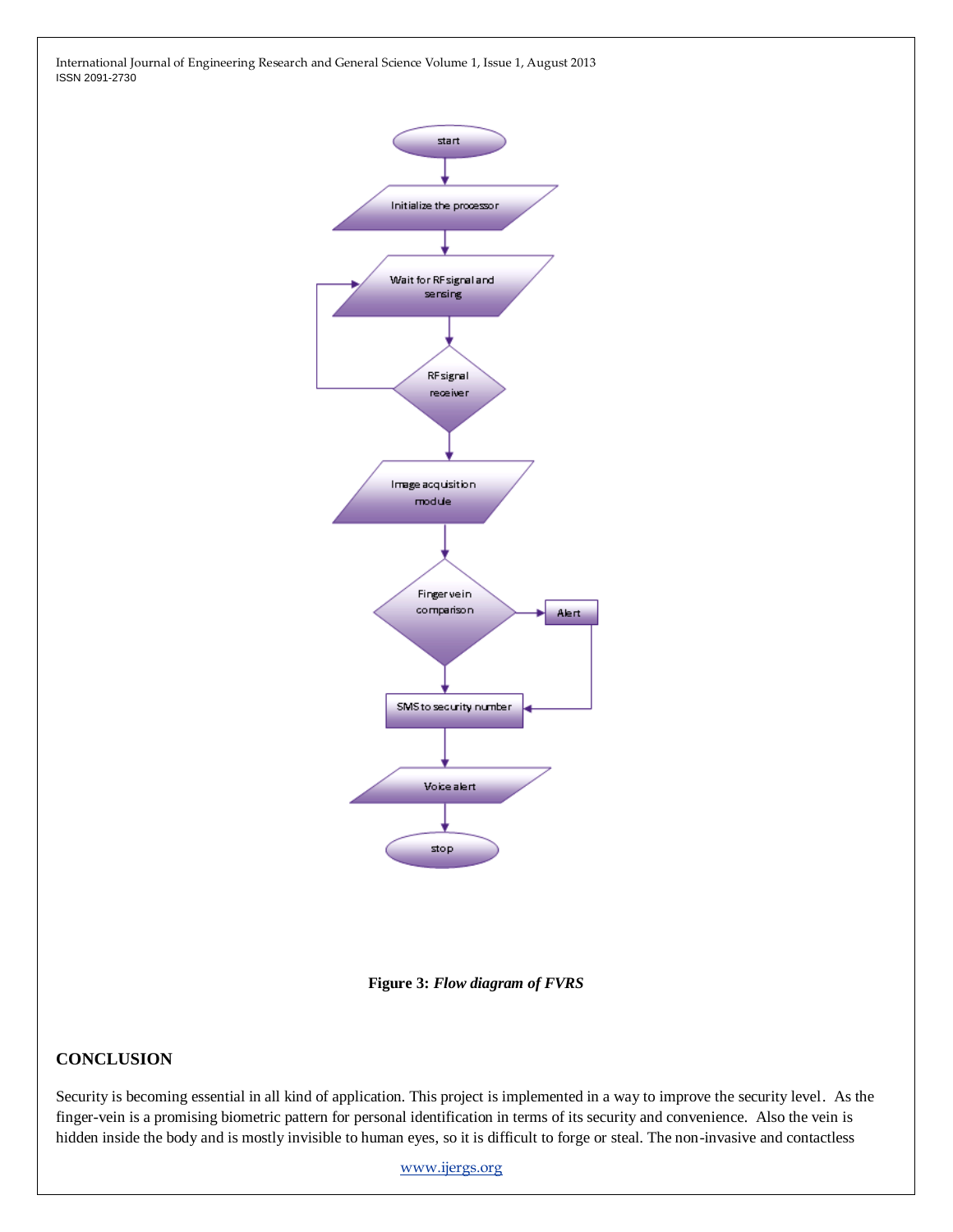**Figure 3:** ***Flow diagram of FVRS***

## CONCLUSION

Security is becoming essential in all kind of application. This project is implemented in a way to improve the security level. As the finger-vein is a promising biometric pattern for personal identification in terms of its security and convenience. Also the vein is hidden inside the body and is mostly invisible to human eyes, so it is difficult to forge or steal. The non-invasive and contactless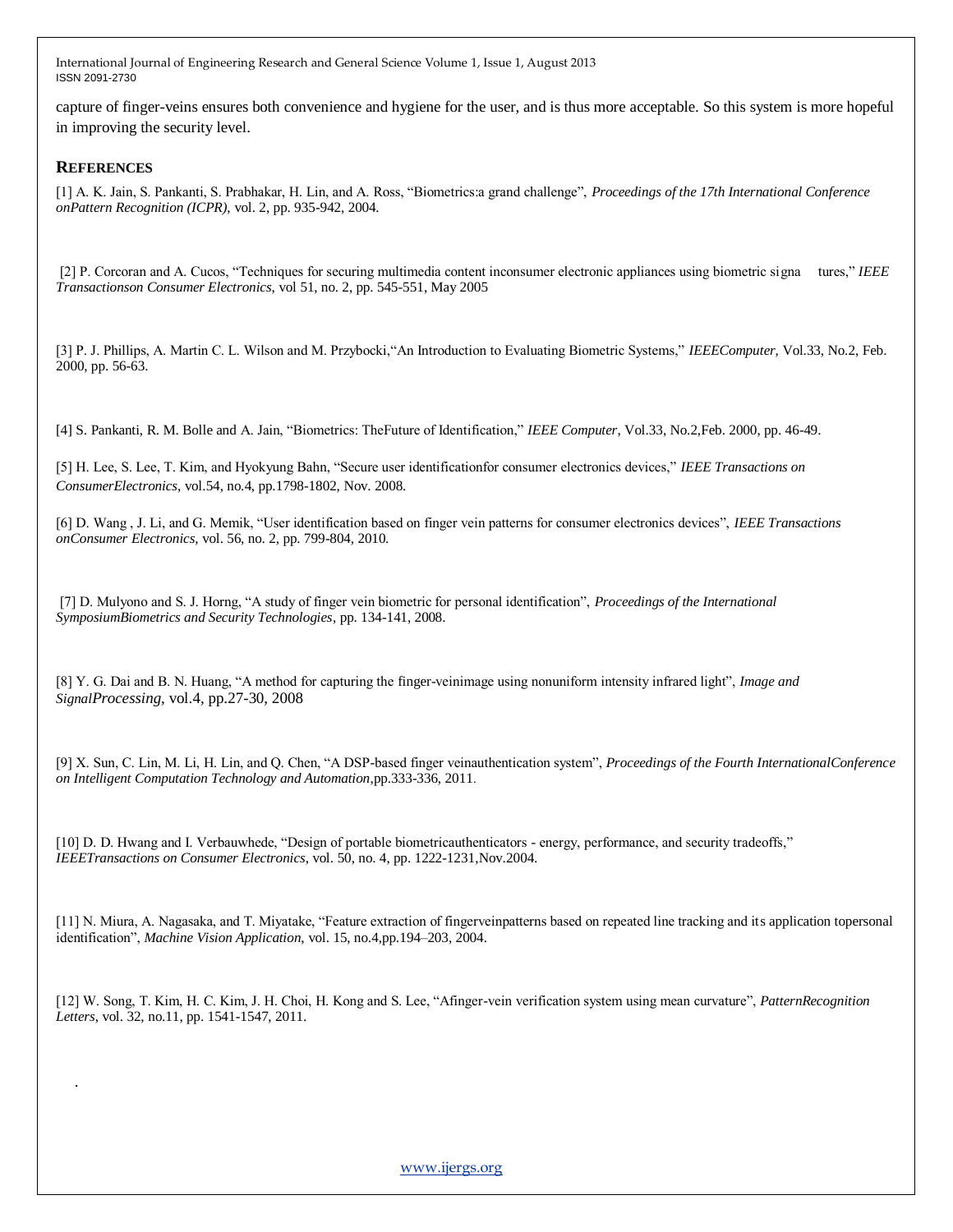capture of finger-veins ensures both convenience and hygiene for the user, and is thus more acceptable. So this system is more hopeful in improving the security level.

## REFERENCES

[1] A. K. Jain, S. Pankanti, S. Prabhakar, H. Lin, and A. Ross, "Biometrics:a grand challenge", *Proceedings of the 17th International Conference onPattern Recognition (ICPR)*, vol. 2, pp. 935-942, 2004.

[2] P. Corcoran and A. Cucos, "Techniques for securing multimedia content inconsumer electronic appliances using biometric signa tures," *IEEE Transactionson Consumer Electronics*, vol 51, no. 2, pp. 545-551, May 2005

[3] P. J. Phillips, A. Martin C. L. Wilson and M. Przybocki,"An Introduction to Evaluating Biometric Systems," *IEEEComputer*, Vol.33, No.2, Feb. 2000, pp. 56-63.

[4] S. Pankanti, R. M. Bolle and A. Jain, "Biometrics: TheFuture of Identification," *IEEE Computer*, Vol.33, No.2,Feb. 2000, pp. 46-49.

[5] H. Lee, S. Lee, T. Kim, and Hyokyung Bahn, "Secure user identificationfor consumer electronics devices," *IEEE Transactions on ConsumerElectronics*, vol.54, no.4, pp.1798-1802, Nov. 2008.

[6] D. Wang , J. Li, and G. Memik, "User identification based on finger vein patterns for consumer electronics devices", *IEEE Transactions onConsumer Electronics*, vol. 56, no. 2, pp. 799-804, 2010.

[7] D. Mulyono and S. J. Horng, "A study of finger vein biometric for personal identification", *Proceedings of the International SymposiumBiometrics and Security Technologies*, pp. 134-141, 2008.

[8] Y. G. Dai and B. N. Huang, "A method for capturing the finger-veinimage using nonuniform intensity infrared light", *Image and SignalProcessing*, vol.4, pp.27-30, 2008

[9] X. Sun, C. Lin, M. Li, H. Lin, and Q. Chen, "A DSP-based finger veinauthentication system", *Proceedings of the Fourth InternationalConference on Intelligent Computation Technology and Automation*,pp.333-336, 2011.

[10] D. D. Hwang and I. Verbauwhede, "Design of portable biometricauthenticators - energy, performance, and security tradeoffs," *IEEETransactions on Consumer Electronics*, vol. 50, no. 4, pp. 1222-1231,Nov.2004.

[11] N. Miura, A. Nagasaka, and T. Miyatake, "Feature extraction of fingerveinpatterns based on repeated line tracking and its application topersonal identification", *Machine Vision Application*, vol. 15, no.4,pp.194–203, 2004.

[12] W. Song, T. Kim, H. C. Kim, J. H. Choi, H. Kong and S. Lee, "Afinger-vein verification system using mean curvature", *PatternRecognition Letters*, vol. 32, no.11, pp. 1541-1547, 2011.

.